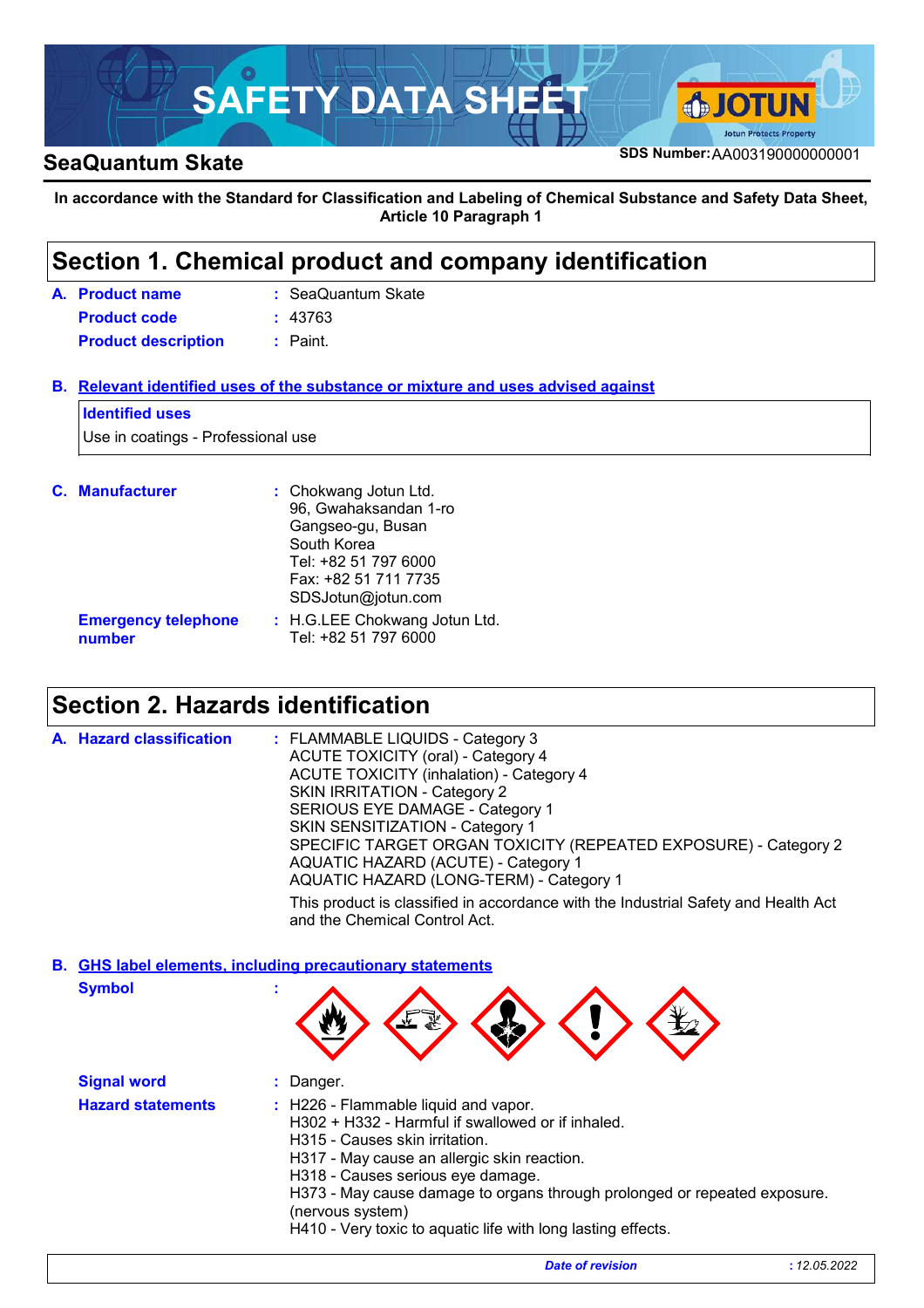# SAFETY DATA SHEET

## SeaQuantum Skate

**SDS Number:** AA003190000000001

**In accordance with the Standard for Classification and Labeling of Chemical Substance and Safety Data Sheet, Article 10 Paragraph 1**

## Section 1. Chemical product and company identification

**A. Product name** : SeaQuantum Skate

**Product code** : 43763

**Product description** : Paint.

**B. Relevant identified uses of the substance or mixture and uses advised against**

**Identified uses**

Use in coatings - Professional use

**C. Manufacturer** : Chokwang Jotun Ltd.
96, Gwahaksandan 1-ro
Gangseo-gu, Busan
South Korea
Tel: +82 51 797 6000
Fax: +82 51 711 7735
SDSJotun@jotun.com

**Emergency telephone number** : H.G.LEE Chokwang Jotun Ltd.
Tel: +82 51 797 6000

## Section 2. Hazards identification

**A. Hazard classification** : FLAMMABLE LIQUIDS - Category 3
ACUTE TOXICITY (oral) - Category 4
ACUTE TOXICITY (inhalation) - Category 4
SKIN IRRITATION - Category 2
SERIOUS EYE DAMAGE - Category 1
SKIN SENSITIZATION - Category 1
SPECIFIC TARGET ORGAN TOXICITY (REPEATED EXPOSURE) - Category 2
AQUATIC HAZARD (ACUTE) - Category 1
AQUATIC HAZARD (LONG-TERM) - Category 1

This product is classified in accordance with the Industrial Safety and Health Act and the Chemical Control Act.

**B. GHS label elements, including precautionary statements**

**Symbol** :

**Signal word** : Danger.

**Hazard statements** : H226 - Flammable liquid and vapor.
H302 + H332 - Harmful if swallowed or if inhaled.
H315 - Causes skin irritation.
H317 - May cause an allergic skin reaction.
H318 - Causes serious eye damage.
H373 - May cause damage to organs through prolonged or repeated exposure. (nervous system)
H410 - Very toxic to aquatic life with long lasting effects.

*Date of revision* : *12.05.2022*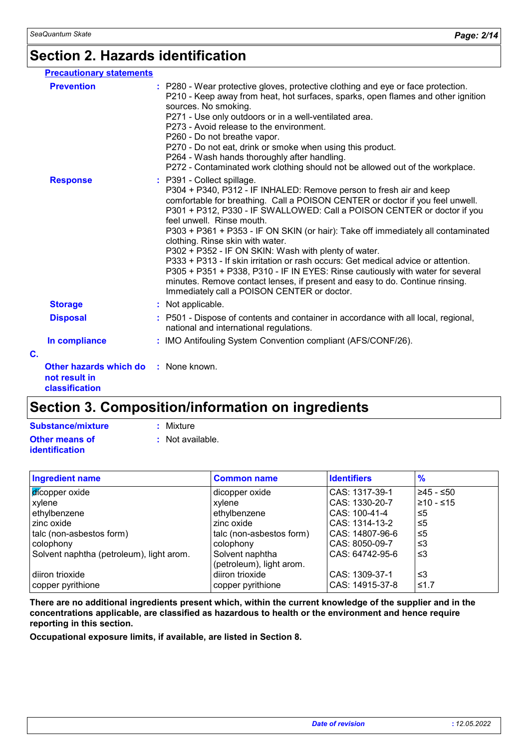## Section 2. Hazards identification

**Precautionary statements**

**Prevention** : P280 - Wear protective gloves, protective clothing and eye or face protection.
P210 - Keep away from heat, hot surfaces, sparks, open flames and other ignition sources. No smoking.
P271 - Use only outdoors or in a well-ventilated area.
P273 - Avoid release to the environment.
P260 - Do not breathe vapor.
P270 - Do not eat, drink or smoke when using this product.
P264 - Wash hands thoroughly after handling.
P272 - Contaminated work clothing should not be allowed out of the workplace.

**Response** : P391 - Collect spillage.
P304 + P340, P312 - IF INHALED: Remove person to fresh air and keep comfortable for breathing. Call a POISON CENTER or doctor if you feel unwell.
P301 + P312, P330 - IF SWALLOWED: Call a POISON CENTER or doctor if you feel unwell. Rinse mouth.
P303 + P361 + P353 - IF ON SKIN (or hair): Take off immediately all contaminated clothing. Rinse skin with water.
P302 + P352 - IF ON SKIN: Wash with plenty of water.
P333 + P313 - If skin irritation or rash occurs: Get medical advice or attention.
P305 + P351 + P338, P310 - IF IN EYES: Rinse cautiously with water for several minutes. Remove contact lenses, if present and easy to do. Continue rinsing. Immediately call a POISON CENTER or doctor.

**Storage** : Not applicable.

**Disposal** : P501 - Dispose of contents and container in accordance with all local, regional, national and international regulations.

**In compliance** : IMO Antifouling System Convention compliant (AFS/CONF/26).

**C.**

**Other hazards which do not result in classification** : None known.

## Section 3. Composition/information on ingredients

**Substance/mixture** : Mixture

**Other means of identification** : Not available.

| Ingredient name | Common name | Identifiers | % |
|---|---|---|---|
| dicopper oxide | dicopper oxide | CAS: 1317-39-1 | ≥45 - ≤50 |
| xylene | xylene | CAS: 1330-20-7 | ≥10 - ≤15 |
| ethylbenzene | ethylbenzene | CAS: 100-41-4 | ≤5 |
| zinc oxide | zinc oxide | CAS: 1314-13-2 | ≤5 |
| talc (non-asbestos form) | talc (non-asbestos form) | CAS: 14807-96-6 | ≤5 |
| colophony | colophony | CAS: 8050-09-7 | ≤3 |
| Solvent naphtha (petroleum), light arom. | Solvent naphtha (petroleum), light arom. | CAS: 64742-95-6 | ≤3 |
| diiron trioxide | diiron trioxide | CAS: 1309-37-1 | ≤3 |
| copper pyrithione | copper pyrithione | CAS: 14915-37-8 | ≤1.7 |

**There are no additional ingredients present which, within the current knowledge of the supplier and in the concentrations applicable, are classified as hazardous to health or the environment and hence require reporting in this section.**

**Occupational exposure limits, if available, are listed in Section 8.**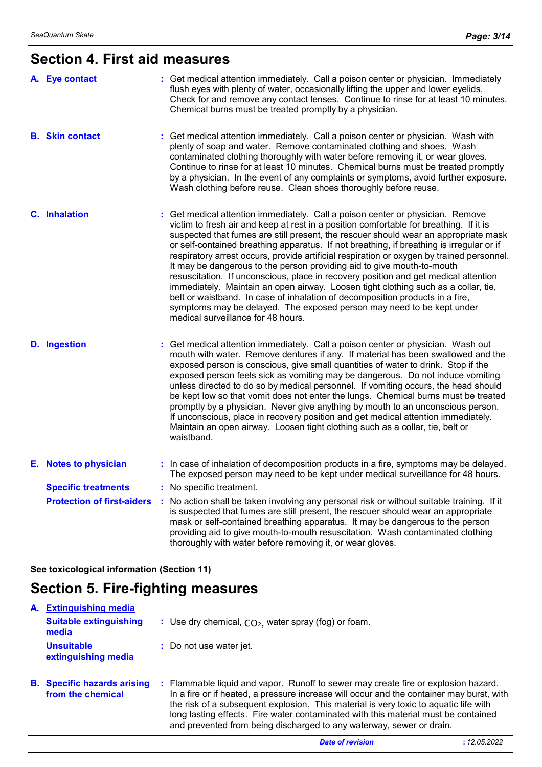## Section 4. First aid measures

**A. Eye contact** : Get medical attention immediately. Call a poison center or physician. Immediately flush eyes with plenty of water, occasionally lifting the upper and lower eyelids. Check for and remove any contact lenses. Continue to rinse for at least 10 minutes. Chemical burns must be treated promptly by a physician.

**B. Skin contact** : Get medical attention immediately. Call a poison center or physician. Wash with plenty of soap and water. Remove contaminated clothing and shoes. Wash contaminated clothing thoroughly with water before removing it, or wear gloves. Continue to rinse for at least 10 minutes. Chemical burns must be treated promptly by a physician. In the event of any complaints or symptoms, avoid further exposure. Wash clothing before reuse. Clean shoes thoroughly before reuse.

**C. Inhalation** : Get medical attention immediately. Call a poison center or physician. Remove victim to fresh air and keep at rest in a position comfortable for breathing. If it is suspected that fumes are still present, the rescuer should wear an appropriate mask or self-contained breathing apparatus. If not breathing, if breathing is irregular or if respiratory arrest occurs, provide artificial respiration or oxygen by trained personnel. It may be dangerous to the person providing aid to give mouth-to-mouth resuscitation. If unconscious, place in recovery position and get medical attention immediately. Maintain an open airway. Loosen tight clothing such as a collar, tie, belt or waistband. In case of inhalation of decomposition products in a fire, symptoms may be delayed. The exposed person may need to be kept under medical surveillance for 48 hours.

**D. Ingestion** : Get medical attention immediately. Call a poison center or physician. Wash out mouth with water. Remove dentures if any. If material has been swallowed and the exposed person is conscious, give small quantities of water to drink. Stop if the exposed person feels sick as vomiting may be dangerous. Do not induce vomiting unless directed to do so by medical personnel. If vomiting occurs, the head should be kept low so that vomit does not enter the lungs. Chemical burns must be treated promptly by a physician. Never give anything by mouth to an unconscious person. If unconscious, place in recovery position and get medical attention immediately. Maintain an open airway. Loosen tight clothing such as a collar, tie, belt or waistband.

**E. Notes to physician** : In case of inhalation of decomposition products in a fire, symptoms may be delayed. The exposed person may need to be kept under medical surveillance for 48 hours.

**Specific treatments** : No specific treatment.

**Protection of first-aiders** : No action shall be taken involving any personal risk or without suitable training. If it is suspected that fumes are still present, the rescuer should wear an appropriate mask or self-contained breathing apparatus. It may be dangerous to the person providing aid to give mouth-to-mouth resuscitation. Wash contaminated clothing thoroughly with water before removing it, or wear gloves.

**See toxicological information (Section 11)**

## Section 5. Fire-fighting measures

**A. Extinguishing media**

**Suitable extinguishing media** : Use dry chemical, $CO_2$, water spray (fog) or foam.

**Unsuitable extinguishing media** : Do not use water jet.

**B. Specific hazards arising from the chemical** : Flammable liquid and vapor. Runoff to sewer may create fire or explosion hazard. In a fire or if heated, a pressure increase will occur and the container may burst, with the risk of a subsequent explosion. This material is very toxic to aquatic life with long lasting effects. Fire water contaminated with this material must be contained and prevented from being discharged to any waterway, sewer or drain.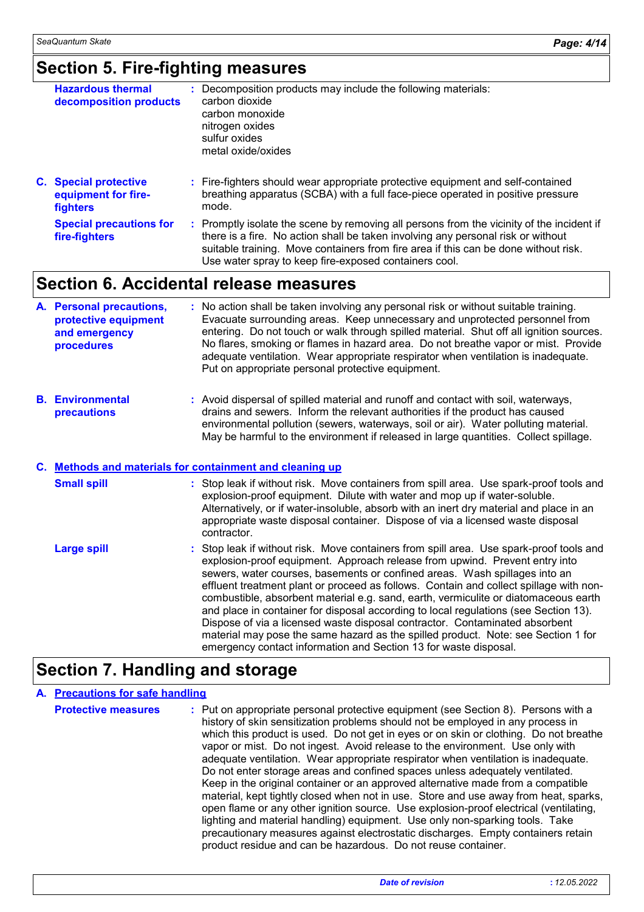## Section 5. Fire-fighting measures

**Hazardous thermal decomposition products** : Decomposition products may include the following materials:
carbon dioxide
carbon monoxide
nitrogen oxides
sulfur oxides
metal oxide/oxides

**C. Special protective equipment for fire-fighters** : Fire-fighters should wear appropriate protective equipment and self-contained breathing apparatus (SCBA) with a full face-piece operated in positive pressure mode.

**Special precautions for fire-fighters** : Promptly isolate the scene by removing all persons from the vicinity of the incident if there is a fire. No action shall be taken involving any personal risk or without suitable training. Move containers from fire area if this can be done without risk. Use water spray to keep fire-exposed containers cool.

## Section 6. Accidental release measures

**A. Personal precautions, protective equipment and emergency procedures** : No action shall be taken involving any personal risk or without suitable training. Evacuate surrounding areas. Keep unnecessary and unprotected personnel from entering. Do not touch or walk through spilled material. Shut off all ignition sources. No flares, smoking or flames in hazard area. Do not breathe vapor or mist. Provide adequate ventilation. Wear appropriate respirator when ventilation is inadequate. Put on appropriate personal protective equipment.

**B. Environmental precautions** : Avoid dispersal of spilled material and runoff and contact with soil, waterways, drains and sewers. Inform the relevant authorities if the product has caused environmental pollution (sewers, waterways, soil or air). Water polluting material. May be harmful to the environment if released in large quantities. Collect spillage.

### C. Methods and materials for containment and cleaning up

**Small spill** : Stop leak if without risk. Move containers from spill area. Use spark-proof tools and explosion-proof equipment. Dilute with water and mop up if water-soluble. Alternatively, or if water-insoluble, absorb with an inert dry material and place in an appropriate waste disposal container. Dispose of via a licensed waste disposal contractor.

**Large spill** : Stop leak if without risk. Move containers from spill area. Use spark-proof tools and explosion-proof equipment. Approach release from upwind. Prevent entry into sewers, water courses, basements or confined areas. Wash spillages into an effluent treatment plant or proceed as follows. Contain and collect spillage with non-combustible, absorbent material e.g. sand, earth, vermiculite or diatomaceous earth and place in container for disposal according to local regulations (see Section 13). Dispose of via a licensed waste disposal contractor. Contaminated absorbent material may pose the same hazard as the spilled product. Note: see Section 1 for emergency contact information and Section 13 for waste disposal.

## Section 7. Handling and storage

### A. Precautions for safe handling

**Protective measures** : Put on appropriate personal protective equipment (see Section 8). Persons with a history of skin sensitization problems should not be employed in any process in which this product is used. Do not get in eyes or on skin or clothing. Do not breathe vapor or mist. Do not ingest. Avoid release to the environment. Use only with adequate ventilation. Wear appropriate respirator when ventilation is inadequate. Do not enter storage areas and confined spaces unless adequately ventilated. Keep in the original container or an approved alternative made from a compatible material, kept tightly closed when not in use. Store and use away from heat, sparks, open flame or any other ignition source. Use explosion-proof electrical (ventilating, lighting and material handling) equipment. Use only non-sparking tools. Take precautionary measures against electrostatic discharges. Empty containers retain product residue and can be hazardous. Do not reuse container.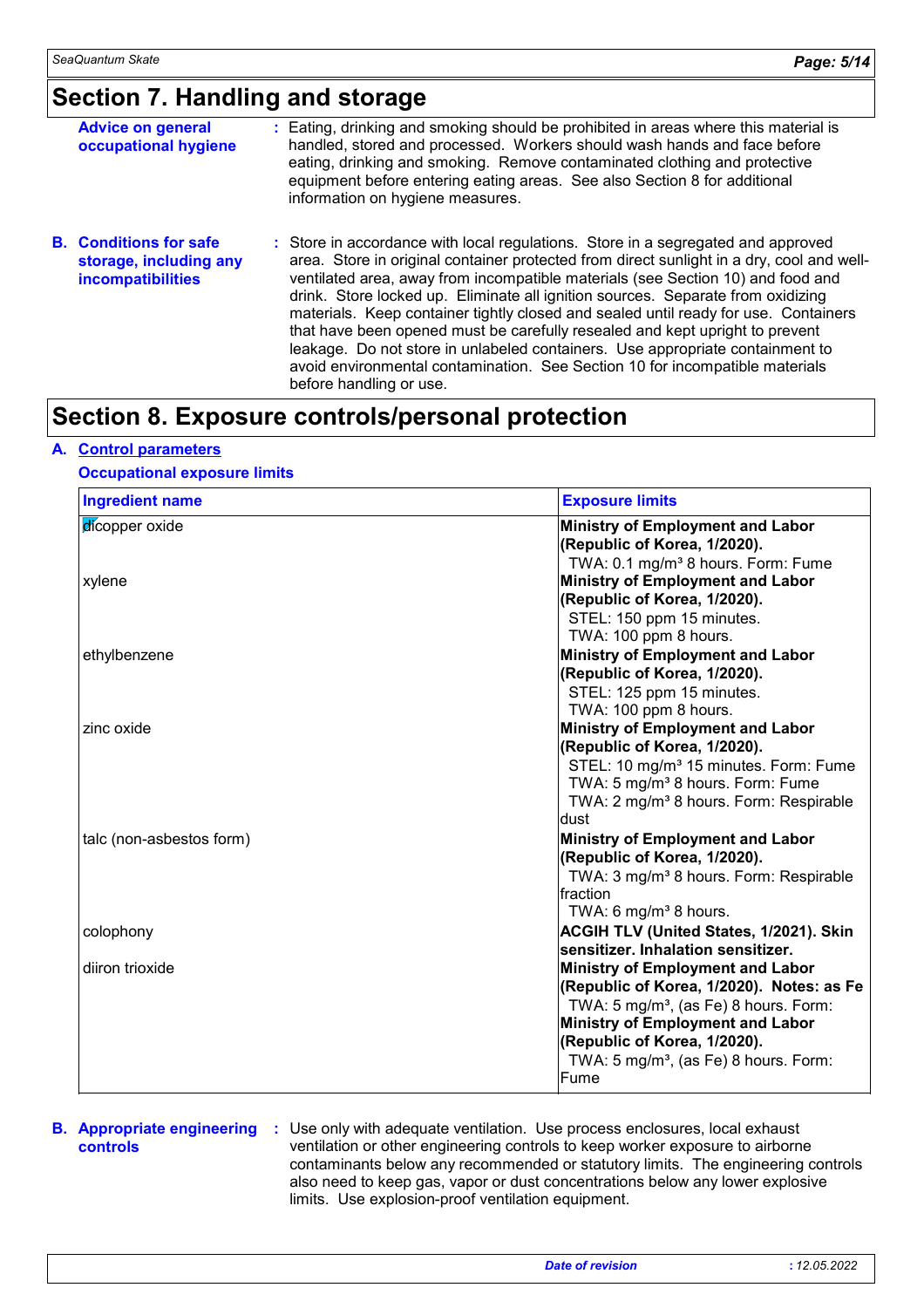## Section 7. Handling and storage

**Advice on general occupational hygiene** : Eating, drinking and smoking should be prohibited in areas where this material is handled, stored and processed. Workers should wash hands and face before eating, drinking and smoking. Remove contaminated clothing and protective equipment before entering eating areas. See also Section 8 for additional information on hygiene measures.

**B. Conditions for safe storage, including any incompatibilities** : Store in accordance with local regulations. Store in a segregated and approved area. Store in original container protected from direct sunlight in a dry, cool and well-ventilated area, away from incompatible materials (see Section 10) and food and drink. Store locked up. Eliminate all ignition sources. Separate from oxidizing materials. Keep container tightly closed and sealed until ready for use. Containers that have been opened must be carefully resealed and kept upright to prevent leakage. Do not store in unlabeled containers. Use appropriate containment to avoid environmental contamination. See Section 10 for incompatible materials before handling or use.

## Section 8. Exposure controls/personal protection

### A. Control parameters

**Occupational exposure limits**

| Ingredient name | Exposure limits |
|---|---|
| dicopper oxide | **Ministry of Employment and Labor (Republic of Korea, 1/2020).**<br>TWA: 0.1 mg/m³ 8 hours. Form: Fume |
| xylene | **Ministry of Employment and Labor (Republic of Korea, 1/2020).**<br>STEL: 150 ppm 15 minutes.<br>TWA: 100 ppm 8 hours. |
| ethylbenzene | **Ministry of Employment and Labor (Republic of Korea, 1/2020).**<br>STEL: 125 ppm 15 minutes.<br>TWA: 100 ppm 8 hours. |
| zinc oxide | **Ministry of Employment and Labor (Republic of Korea, 1/2020).**<br>STEL: 10 mg/m³ 15 minutes. Form: Fume<br>TWA: 5 mg/m³ 8 hours. Form: Fume<br>TWA: 2 mg/m³ 8 hours. Form: Respirable dust |
| talc (non-asbestos form) | **Ministry of Employment and Labor (Republic of Korea, 1/2020).**<br>TWA: 3 mg/m³ 8 hours. Form: Respirable fraction<br>TWA: 6 mg/m³ 8 hours. |
| colophony | **ACGIH TLV (United States, 1/2021). Skin sensitizer. Inhalation sensitizer.** |
| diiron trioxide | **Ministry of Employment and Labor (Republic of Korea, 1/2020). Notes: as Fe**<br>TWA: 5 mg/m³, (as Fe) 8 hours. Form:<br>**Ministry of Employment and Labor (Republic of Korea, 1/2020).**<br>TWA: 5 mg/m³, (as Fe) 8 hours. Form: Fume |

**B. Appropriate engineering controls** : Use only with adequate ventilation. Use process enclosures, local exhaust ventilation or other engineering controls to keep worker exposure to airborne contaminants below any recommended or statutory limits. The engineering controls also need to keep gas, vapor or dust concentrations below any lower explosive limits. Use explosion-proof ventilation equipment.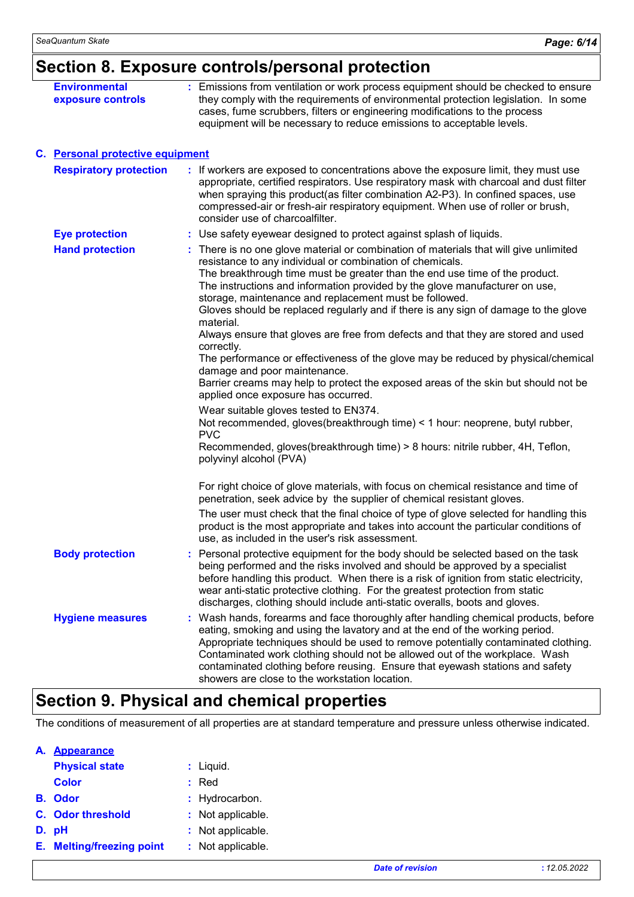## Section 8. Exposure controls/personal protection

**Environmental exposure controls** : Emissions from ventilation or work process equipment should be checked to ensure they comply with the requirements of environmental protection legislation. In some cases, fume scrubbers, filters or engineering modifications to the process equipment will be necessary to reduce emissions to acceptable levels.

### C. Personal protective equipment

**Respiratory protection** : If workers are exposed to concentrations above the exposure limit, they must use appropriate, certified respirators. Use respiratory mask with charcoal and dust filter when spraying this product(as filter combination A2-P3). In confined spaces, use compressed-air or fresh-air respiratory equipment. When use of roller or brush, consider use of charcoalfilter.

**Eye protection** : Use safety eyewear designed to protect against splash of liquids.

**Hand protection** : There is no one glove material or combination of materials that will give unlimited resistance to any individual or combination of chemicals.
The breakthrough time must be greater than the end use time of the product.
The instructions and information provided by the glove manufacturer on use, storage, maintenance and replacement must be followed.
Gloves should be replaced regularly and if there is any sign of damage to the glove material.
Always ensure that gloves are free from defects and that they are stored and used correctly.
The performance or effectiveness of the glove may be reduced by physical/chemical damage and poor maintenance.
Barrier creams may help to protect the exposed areas of the skin but should not be applied once exposure has occurred.

Wear suitable gloves tested to EN374.
Not recommended, gloves(breakthrough time) < 1 hour: neoprene, butyl rubber, PVC
Recommended, gloves(breakthrough time) > 8 hours: nitrile rubber, 4H, Teflon, polyvinyl alcohol (PVA)

For right choice of glove materials, with focus on chemical resistance and time of penetration, seek advice by the supplier of chemical resistant gloves.

The user must check that the final choice of type of glove selected for handling this product is the most appropriate and takes into account the particular conditions of use, as included in the user's risk assessment.

**Body protection** : Personal protective equipment for the body should be selected based on the task being performed and the risks involved and should be approved by a specialist before handling this product. When there is a risk of ignition from static electricity, wear anti-static protective clothing. For the greatest protection from static discharges, clothing should include anti-static overalls, boots and gloves.

**Hygiene measures** : Wash hands, forearms and face thoroughly after handling chemical products, before eating, smoking and using the lavatory and at the end of the working period. Appropriate techniques should be used to remove potentially contaminated clothing. Contaminated work clothing should not be allowed out of the workplace. Wash contaminated clothing before reusing. Ensure that eyewash stations and safety showers are close to the workstation location.

## Section 9. Physical and chemical properties

The conditions of measurement of all properties are at standard temperature and pressure unless otherwise indicated.

### A. Appearance

**Physical state** : Liquid.

**Color** : Red

**B. Odor** : Hydrocarbon.

**C. Odor threshold** : Not applicable.

**D. pH** : Not applicable.

**E. Melting/freezing point** : Not applicable.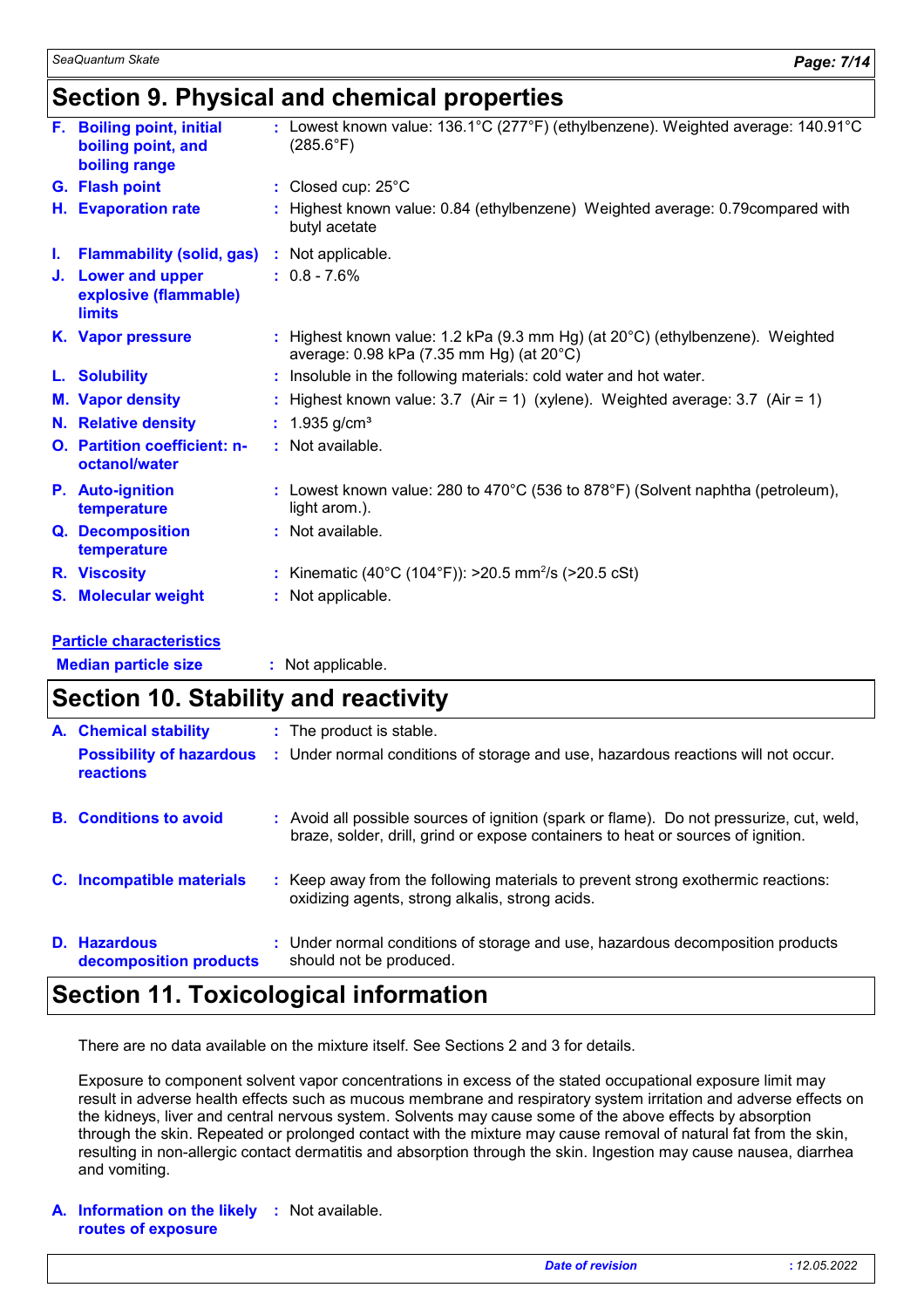## Section 9. Physical and chemical properties

| | | |
|---|---|---|
| **F. Boiling point, initial boiling point, and boiling range** | : | Lowest known value: 136.1°C (277°F) (ethylbenzene). Weighted average: 140.91°C (285.6°F) |
| **G. Flash point** | : | Closed cup: 25°C |
| **H. Evaporation rate** | : | Highest known value: 0.84 (ethylbenzene) Weighted average: 0.79compared with butyl acetate |
| **I. Flammability (solid, gas)** | : | Not applicable. |
| **J. Lower and upper explosive (flammable) limits** | : | 0.8 - 7.6% |
| **K. Vapor pressure** | : | Highest known value: 1.2 kPa (9.3 mm Hg) (at 20°C) (ethylbenzene). Weighted average: 0.98 kPa (7.35 mm Hg) (at 20°C) |
| **L. Solubility** | : | Insoluble in the following materials: cold water and hot water. |
| **M. Vapor density** | : | Highest known value: 3.7 (Air = 1) (xylene). Weighted average: 3.7 (Air = 1) |
| **N. Relative density** | : | 1.935 g/cm³ |
| **O. Partition coefficient: n-octanol/water** | : | Not available. |
| **P. Auto-ignition temperature** | : | Lowest known value: 280 to 470°C (536 to 878°F) (Solvent naphtha (petroleum), light arom.). |
| **Q. Decomposition temperature** | : | Not available. |
| **R. Viscosity** | : | Kinematic (40°C (104°F)): >20.5 $mm^2/s$ (>20.5 cSt) |
| **S. Molecular weight** | : | Not applicable. |

**Particle characteristics**

| | | |
|---|---|---|
| **Median particle size** | : | Not applicable. |

## Section 10. Stability and reactivity

| | | |
|---|---|---|
| **A. Chemical stability** | : | The product is stable. |
| **Possibility of hazardous reactions** | : | Under normal conditions of storage and use, hazardous reactions will not occur. |
| **B. Conditions to avoid** | : | Avoid all possible sources of ignition (spark or flame). Do not pressurize, cut, weld, braze, solder, drill, grind or expose containers to heat or sources of ignition. |
| **C. Incompatible materials** | : | Keep away from the following materials to prevent strong exothermic reactions: oxidizing agents, strong alkalis, strong acids. |
| **D. Hazardous decomposition products** | : | Under normal conditions of storage and use, hazardous decomposition products should not be produced. |

## Section 11. Toxicological information

There are no data available on the mixture itself. See Sections 2 and 3 for details.

Exposure to component solvent vapor concentrations in excess of the stated occupational exposure limit may result in adverse health effects such as mucous membrane and respiratory system irritation and adverse effects on the kidneys, liver and central nervous system. Solvents may cause some of the above effects by absorption through the skin. Repeated or prolonged contact with the mixture may cause removal of natural fat from the skin, resulting in non-allergic contact dermatitis and absorption through the skin. Ingestion may cause nausea, diarrhea and vomiting.

| | | |
|---|---|---|
| **A. Information on the likely routes of exposure** | : | Not available. |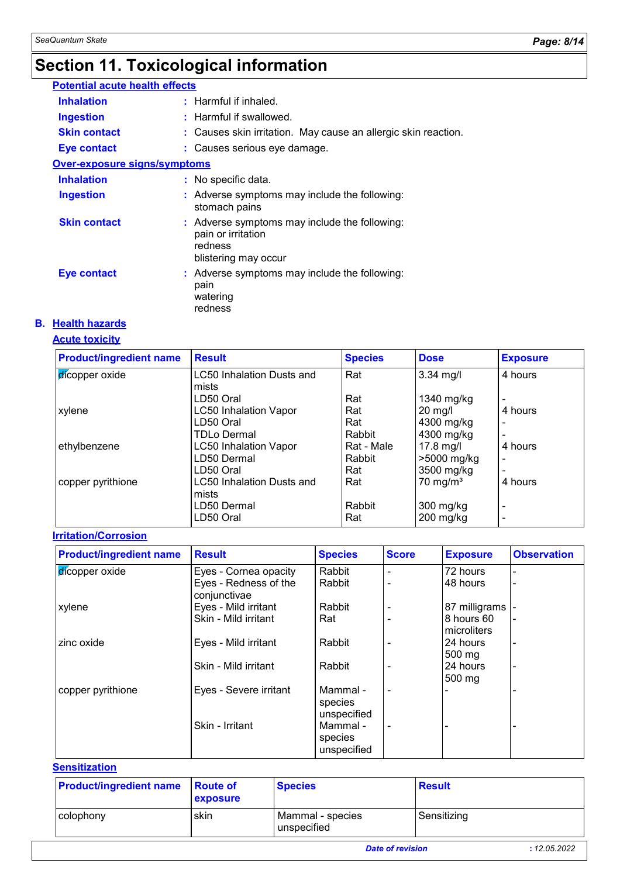# Section 11. Toxicological information

**Potential acute health effects**

| | |
|---|---|
| **Inhalation** | : Harmful if inhaled. |
| **Ingestion** | : Harmful if swallowed. |
| **Skin contact** | : Causes skin irritation. May cause an allergic skin reaction. |
| **Eye contact** | : Causes serious eye damage. |

**Over-exposure signs/symptoms**

| | |
|---|---|
| **Inhalation** | : No specific data. |
| **Ingestion** | : Adverse symptoms may include the following: stomach pains |
| **Skin contact** | : Adverse symptoms may include the following: pain or irritation, redness, blistering may occur |
| **Eye contact** | : Adverse symptoms may include the following: pain, watering, redness |

## B. Health hazards

**Acute toxicity**

| Product/ingredient name | Result | Species | Dose | Exposure |
|---|---|---|---|---|
| dicopper oxide | LC50 Inhalation Dusts and mists | Rat | 3.34 mg/l | 4 hours |
| | LD50 Oral | Rat | 1340 mg/kg | - |
| xylene | LC50 Inhalation Vapor | Rat | 20 mg/l | 4 hours |
| | LD50 Oral | Rat | 4300 mg/kg | - |
| | TDLo Dermal | Rabbit | 4300 mg/kg | - |
| ethylbenzene | LC50 Inhalation Vapor | Rat - Male | 17.8 mg/l | 4 hours |
| | LD50 Dermal | Rabbit | >5000 mg/kg | - |
| | LD50 Oral | Rat | 3500 mg/kg | - |
| copper pyrithione | LC50 Inhalation Dusts and mists | Rat | 70 mg/m³ | 4 hours |
| | LD50 Dermal | Rabbit | 300 mg/kg | - |
| | LD50 Oral | Rat | 200 mg/kg | - |

**Irritation/Corrosion**

| Product/ingredient name | Result | Species | Score | Exposure | Observation |
|---|---|---|---|---|---|
| dicopper oxide | Eyes - Cornea opacity | Rabbit | - | 72 hours | - |
| | Eyes - Redness of the conjunctivae | Rabbit | - | 48 hours | - |
| xylene | Eyes - Mild irritant | Rabbit | - | 87 milligrams | - |
| | Skin - Mild irritant | Rat | - | 8 hours 60 microliters | - |
| zinc oxide | Eyes - Mild irritant | Rabbit | - | 24 hours 500 mg | - |
| | Skin - Mild irritant | Rabbit | - | 24 hours 500 mg | - |
| copper pyrithione | Eyes - Severe irritant | Mammal - species unspecified | - | - | - |
| | Skin - Irritant | Mammal - species unspecified | - | - | - |

**Sensitization**

| Product/ingredient name | Route of exposure | Species | Result |
|---|---|---|---|
| colophony | skin | Mammal - species unspecified | Sensitizing |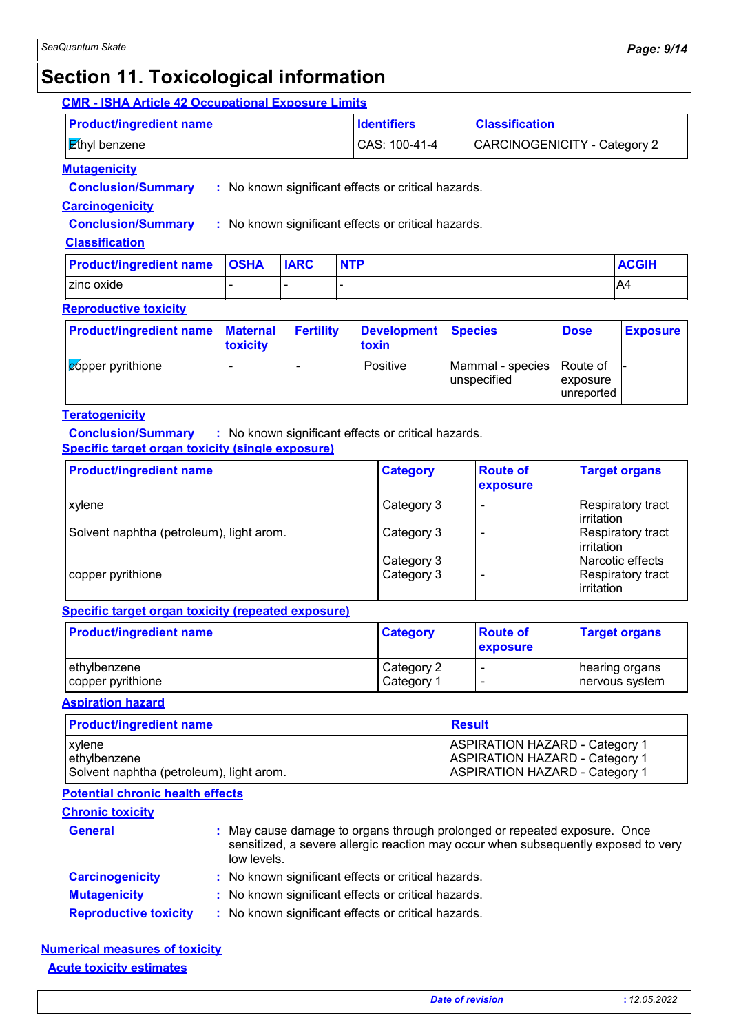# Section 11. Toxicological information

**CMR - ISHA Article 42 Occupational Exposure Limits**

| Product/ingredient name | Identifiers | Classification |
| --- | --- | --- |
| Ethyl benzene | CAS: 100-41-4 | CARCINOGENICITY - Category 2 |

**Mutagenicity**

**Conclusion/Summary** : No known significant effects or critical hazards.

**Carcinogenicity**

**Conclusion/Summary** : No known significant effects or critical hazards.

**Classification**

| Product/ingredient name | OSHA | IARC | NTP | ACGIH |
| --- | --- | --- | --- | --- |
| zinc oxide | - | - | - | A4 |

**Reproductive toxicity**

| Product/ingredient name | Maternal toxicity | Fertility | Development toxin | Species | Dose | Exposure |
| --- | --- | --- | --- | --- | --- | --- |
| copper pyrithione | - | - | Positive | Mammal - species unspecified | Route of exposure unreported | - |

**Teratogenicity**

**Conclusion/Summary** : No known significant effects or critical hazards.

**Specific target organ toxicity (single exposure)**

| Product/ingredient name | Category | Route of exposure | Target organs |
| --- | --- | --- | --- |
| xylene | Category 3 | - | Respiratory tract irritation |
| Solvent naphtha (petroleum), light arom. | Category 3 | - | Respiratory tract irritation |
| | Category 3 | | Narcotic effects |
| copper pyrithione | Category 3 | - | Respiratory tract irritation |

**Specific target organ toxicity (repeated exposure)**

| Product/ingredient name | Category | Route of exposure | Target organs |
| --- | --- | --- | --- |
| ethylbenzene | Category 2 | - | hearing organs |
| copper pyrithione | Category 1 | - | nervous system |

**Aspiration hazard**

| Product/ingredient name | Result |
| --- | --- |
| xylene | ASPIRATION HAZARD - Category 1 |
| ethylbenzene | ASPIRATION HAZARD - Category 1 |
| Solvent naphtha (petroleum), light arom. | ASPIRATION HAZARD - Category 1 |

**Potential chronic health effects**

**Chronic toxicity**

**General** : May cause damage to organs through prolonged or repeated exposure. Once sensitized, a severe allergic reaction may occur when subsequently exposed to very low levels.

**Carcinogenicity** : No known significant effects or critical hazards.

**Mutagenicity** : No known significant effects or critical hazards.

**Reproductive toxicity** : No known significant effects or critical hazards.

**Numerical measures of toxicity**

**Acute toxicity estimates**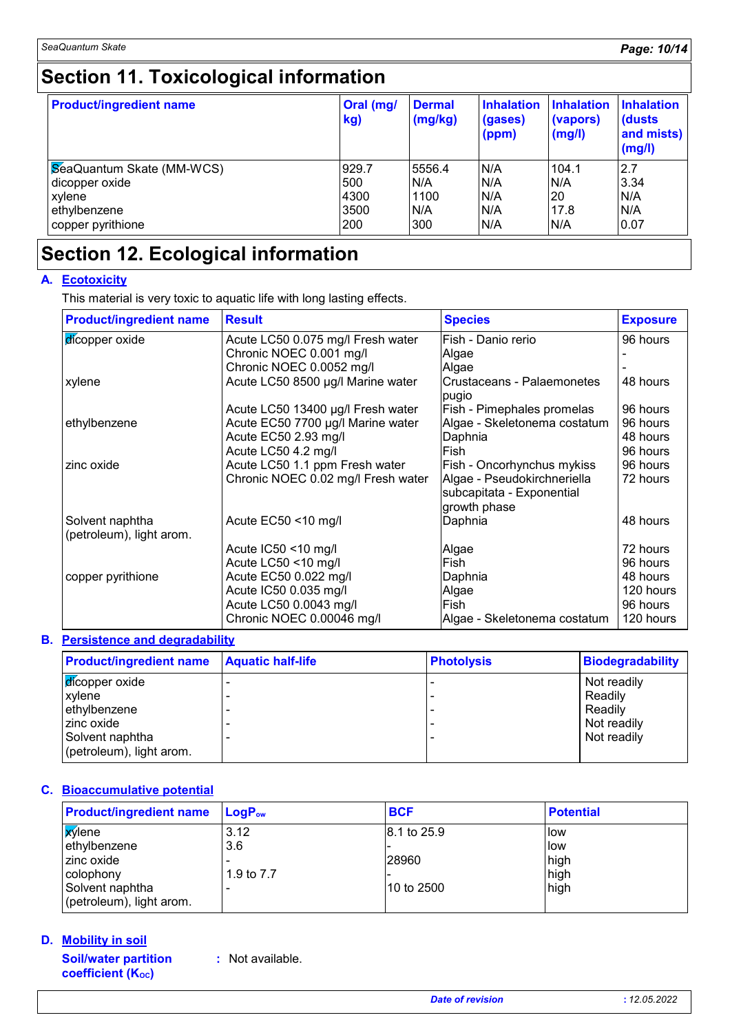# Section 11. Toxicological information

| Product/ingredient name | Oral (mg/kg) | Dermal (mg/kg) | Inhalation (gases) (ppm) | Inhalation (vapors) (mg/l) | Inhalation (dusts and mists) (mg/l) |
|---|---|---|---|---|---|
| SeaQuantum Skate (MM-WCS) | 929.7 | 5556.4 | N/A | 104.1 | 2.7 |
| dicopper oxide | 500 | N/A | N/A | N/A | 3.34 |
| xylene | 4300 | 1100 | N/A | 20 | N/A |
| ethylbenzene | 3500 | N/A | N/A | 17.8 | N/A |
| copper pyrithione | 200 | 300 | N/A | N/A | 0.07 |

# Section 12. Ecological information

## A. Ecotoxicity

This material is very toxic to aquatic life with long lasting effects.

| Product/ingredient name | Result | Species | Exposure |
|---|---|---|---|
| dicopper oxide | Acute LC50 0.075 mg/l Fresh water | Fish - Danio rerio | 96 hours |
| | Chronic NOEC 0.001 mg/l | Algae | - |
| | Chronic NOEC 0.0052 mg/l | Algae | - |
| xylene | Acute LC50 8500 µg/l Marine water | Crustaceans - Palaemonetes pugio | 48 hours |
| | Acute LC50 13400 µg/l Fresh water | Fish - Pimephales promelas | 96 hours |
| ethylbenzene | Acute EC50 7700 µg/l Marine water | Algae - Skeletonema costatum | 96 hours |
| | Acute EC50 2.93 mg/l | Daphnia | 48 hours |
| | Acute LC50 4.2 mg/l | Fish | 96 hours |
| zinc oxide | Acute LC50 1.1 ppm Fresh water | Fish - Oncorhynchus mykiss | 96 hours |
| | Chronic NOEC 0.02 mg/l Fresh water | Algae - Pseudokirchneriella subcapitata - Exponential growth phase | 72 hours |
| Solvent naphtha (petroleum), light arom. | Acute EC50 <10 mg/l | Daphnia | 48 hours |
| | Acute IC50 <10 mg/l | Algae | 72 hours |
| | Acute LC50 <10 mg/l | Fish | 96 hours |
| copper pyrithione | Acute EC50 0.022 mg/l | Daphnia | 48 hours |
| | Acute IC50 0.035 mg/l | Algae | 120 hours |
| | Acute LC50 0.0043 mg/l | Fish | 96 hours |
| | Chronic NOEC 0.00046 mg/l | Algae - Skeletonema costatum | 120 hours |

## B. Persistence and degradability

| Product/ingredient name | Aquatic half-life | Photolysis | Biodegradability |
|---|---|---|---|
| dicopper oxide | - | - | Not readily |
| xylene | - | - | Readily |
| ethylbenzene | - | - | Readily |
| zinc oxide | - | - | Not readily |
| Solvent naphtha (petroleum), light arom. | - | - | Not readily |

## C. Bioaccumulative potential

| Product/ingredient name | $LogP_{ow}$ | BCF | Potential |
|---|---|---|---|
| xylene | 3.12 | 8.1 to 25.9 | low |
| ethylbenzene | 3.6 | - | low |
| zinc oxide | - | 28960 | high |
| colophony | 1.9 to 7.7 | - | high |
| Solvent naphtha (petroleum), light arom. | - | 10 to 2500 | high |

## D. Mobility in soil

**Soil/water partition coefficient ($K_{OC}$)** : Not available.

Date of revision : 12.05.2022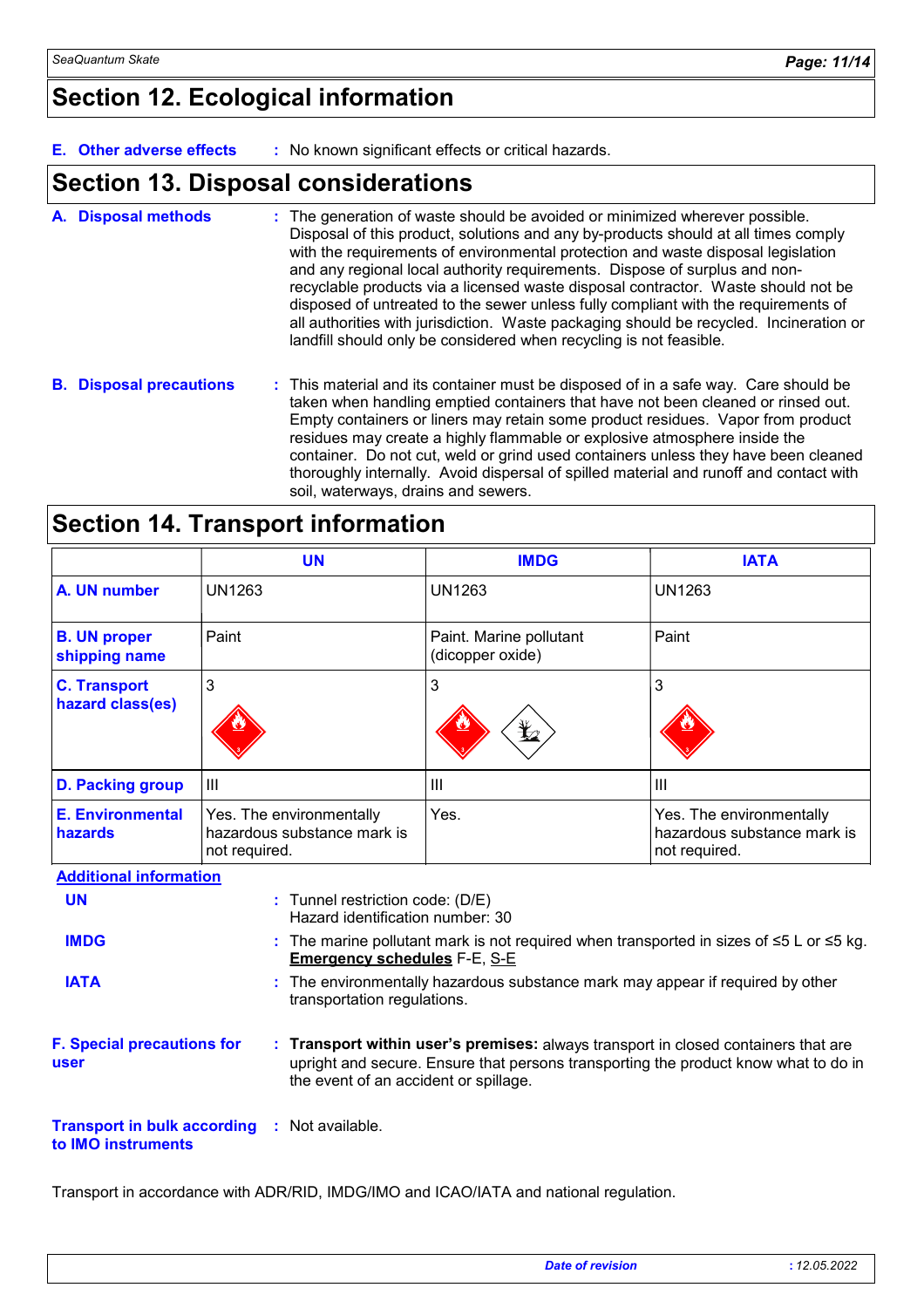## Section 12. Ecological information

**E. Other adverse effects** : No known significant effects or critical hazards.

## Section 13. Disposal considerations

**A. Disposal methods** : The generation of waste should be avoided or minimized wherever possible. Disposal of this product, solutions and any by-products should at all times comply with the requirements of environmental protection and waste disposal legislation and any regional local authority requirements. Dispose of surplus and non-recyclable products via a licensed waste disposal contractor. Waste should not be disposed of untreated to the sewer unless fully compliant with the requirements of all authorities with jurisdiction. Waste packaging should be recycled. Incineration or landfill should only be considered when recycling is not feasible.

**B. Disposal precautions** : This material and its container must be disposed of in a safe way. Care should be taken when handling emptied containers that have not been cleaned or rinsed out. Empty containers or liners may retain some product residues. Vapor from product residues may create a highly flammable or explosive atmosphere inside the container. Do not cut, weld or grind used containers unless they have been cleaned thoroughly internally. Avoid dispersal of spilled material and runoff and contact with soil, waterways, drains and sewers.

## Section 14. Transport information

| | UN | IMDG | IATA |
|---|---|---|---|
| **A. UN number** | UN1263 | UN1263 | UN1263 |
| **B. UN proper shipping name** | Paint | Paint. Marine pollutant (dicopper oxide) | Paint |
| **C. Transport hazard class(es)** | 3 | 3 | 3 |
| **D. Packing group** | III | III | III |
| **E. Environmental hazards** | Yes. The environmentally hazardous substance mark is not required. | Yes. | Yes. The environmentally hazardous substance mark is not required. |

**Additional information**

**UN** : Tunnel restriction code: (D/E)
Hazard identification number: 30

**IMDG** : The marine pollutant mark is not required when transported in sizes of ≤5 L or ≤5 kg.
**Emergency schedules** F-E, S-E

**IATA** : The environmentally hazardous substance mark may appear if required by other transportation regulations.

**F. Special precautions for user** : **Transport within user's premises:** always transport in closed containers that are upright and secure. Ensure that persons transporting the product know what to do in the event of an accident or spillage.

**Transport in bulk according to IMO instruments** : Not available.

Transport in accordance with ADR/RID, IMDG/IMO and ICAO/IATA and national regulation.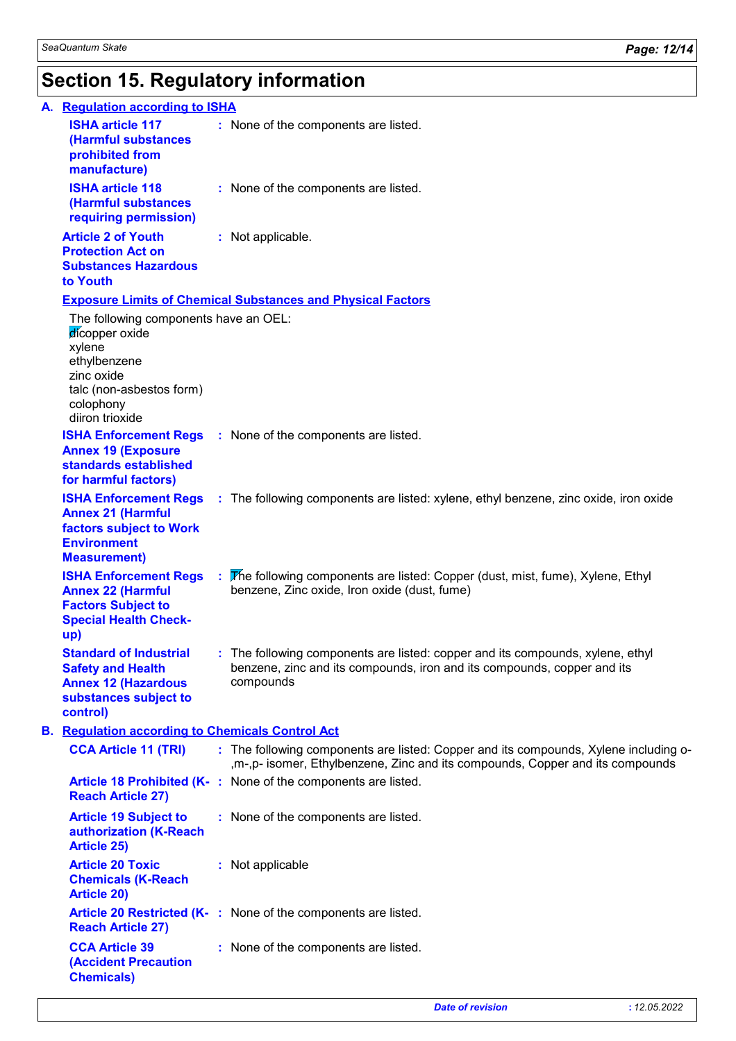# Section 15. Regulatory information

## A. Regulation according to ISHA

**ISHA article 117 (Harmful substances prohibited from manufacture)** : None of the components are listed.

**ISHA article 118 (Harmful substances requiring permission)** : None of the components are listed.

**Article 2 of Youth Protection Act on Substances Hazardous to Youth** : Not applicable.

**Exposure Limits of Chemical Substances and Physical Factors**

The following components have an OEL:
dicopper oxide
xylene
ethylbenzene
zinc oxide
talc (non-asbestos form)
colophony
diiron trioxide

**ISHA Enforcement Regs Annex 19 (Exposure standards established for harmful factors)** : None of the components are listed.

**ISHA Enforcement Regs Annex 21 (Harmful factors subject to Work Environment Measurement)** : The following components are listed: xylene, ethyl benzene, zinc oxide, iron oxide

**ISHA Enforcement Regs Annex 22 (Harmful Factors Subject to Special Health Check-up)** : The following components are listed: Copper (dust, mist, fume), Xylene, Ethyl benzene, Zinc oxide, Iron oxide (dust, fume)

**Standard of Industrial Safety and Health Annex 12 (Hazardous substances subject to control)** : The following components are listed: copper and its compounds, xylene, ethyl benzene, zinc and its compounds, iron and its compounds, copper and its compounds

## B. Regulation according to Chemicals Control Act

**CCA Article 11 (TRI)** : The following components are listed: Copper and its compounds, Xylene including o-,m-,p- isomer, Ethylbenzene, Zinc and its compounds, Copper and its compounds

**Article 18 Prohibited (K-Reach Article 27)** : None of the components are listed.

**Article 19 Subject to authorization (K-Reach Article 25)** : None of the components are listed.

**Article 20 Toxic Chemicals (K-Reach Article 20)** : Not applicable

**Article 20 Restricted (K-Reach Article 27)** : None of the components are listed.

**CCA Article 39 (Accident Precaution Chemicals)** : None of the components are listed.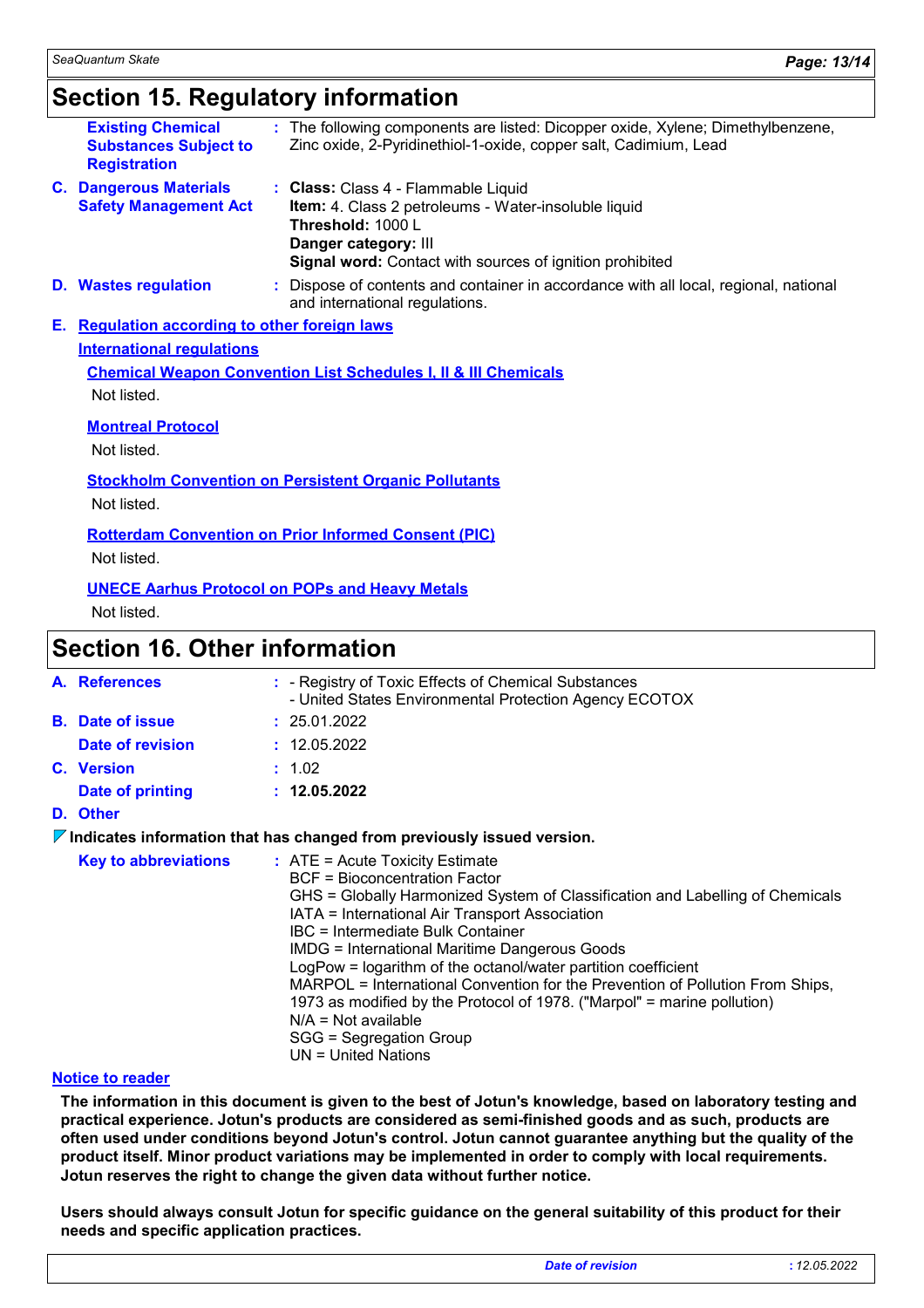## Section 15. Regulatory information

**Existing Chemical Substances Subject to Registration** : The following components are listed: Dicopper oxide, Xylene; Dimethylbenzene, Zinc oxide, 2-Pyridinethiol-1-oxide, copper salt, Cadimium, Lead

**C. Dangerous Materials Safety Management Act** : **Class:** Class 4 - Flammable Liquid
**Item:** 4. Class 2 petroleums - Water-insoluble liquid
**Threshold:** 1000 L
**Danger category:** III
**Signal word:** Contact with sources of ignition prohibited

**D. Wastes regulation** : Dispose of contents and container in accordance with all local, regional, national and international regulations.

**E. Regulation according to other foreign laws**

**International regulations**

**Chemical Weapon Convention List Schedules I, II & III Chemicals**

Not listed.

**Montreal Protocol**

Not listed.

**Stockholm Convention on Persistent Organic Pollutants**

Not listed.

**Rotterdam Convention on Prior Informed Consent (PIC)**

Not listed.

**UNECE Aarhus Protocol on POPs and Heavy Metals**

Not listed.

## Section 16. Other information

**A. References** : - Registry of Toxic Effects of Chemical Substances
- United States Environmental Protection Agency ECOTOX

**B. Date of issue** : 25.01.2022

**Date of revision** : 12.05.2022

**C. Version** : 1.02

**Date of printing** : **12.05.2022**

**D. Other**

**Indicates information that has changed from previously issued version.**

**Key to abbreviations** : ATE = Acute Toxicity Estimate
BCF = Bioconcentration Factor
GHS = Globally Harmonized System of Classification and Labelling of Chemicals
IATA = International Air Transport Association
IBC = Intermediate Bulk Container
IMDG = International Maritime Dangerous Goods
LogPow = logarithm of the octanol/water partition coefficient
MARPOL = International Convention for the Prevention of Pollution From Ships, 1973 as modified by the Protocol of 1978. ("Marpol" = marine pollution)
N/A = Not available
SGG = Segregation Group
UN = United Nations

**Notice to reader**

**The information in this document is given to the best of Jotun's knowledge, based on laboratory testing and practical experience. Jotun's products are considered as semi-finished goods and as such, products are often used under conditions beyond Jotun's control. Jotun cannot guarantee anything but the quality of the product itself. Minor product variations may be implemented in order to comply with local requirements. Jotun reserves the right to change the given data without further notice.**

**Users should always consult Jotun for specific guidance on the general suitability of this product for their needs and specific application practices.**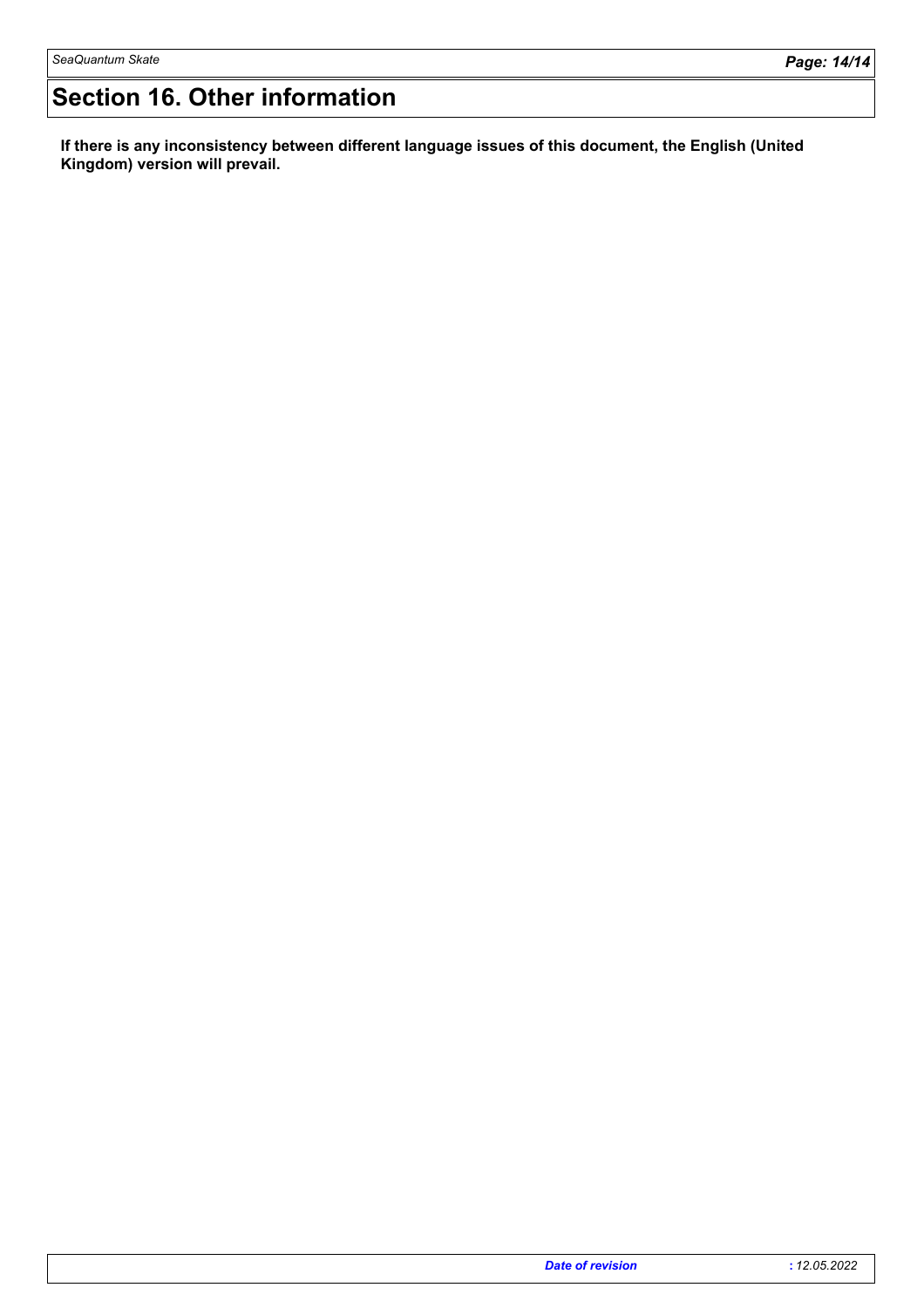# Section 16. Other information

**If there is any inconsistency between different language issues of this document, the English (United Kingdom) version will prevail.**

***Date of revision*** **:** *12.05.2022*